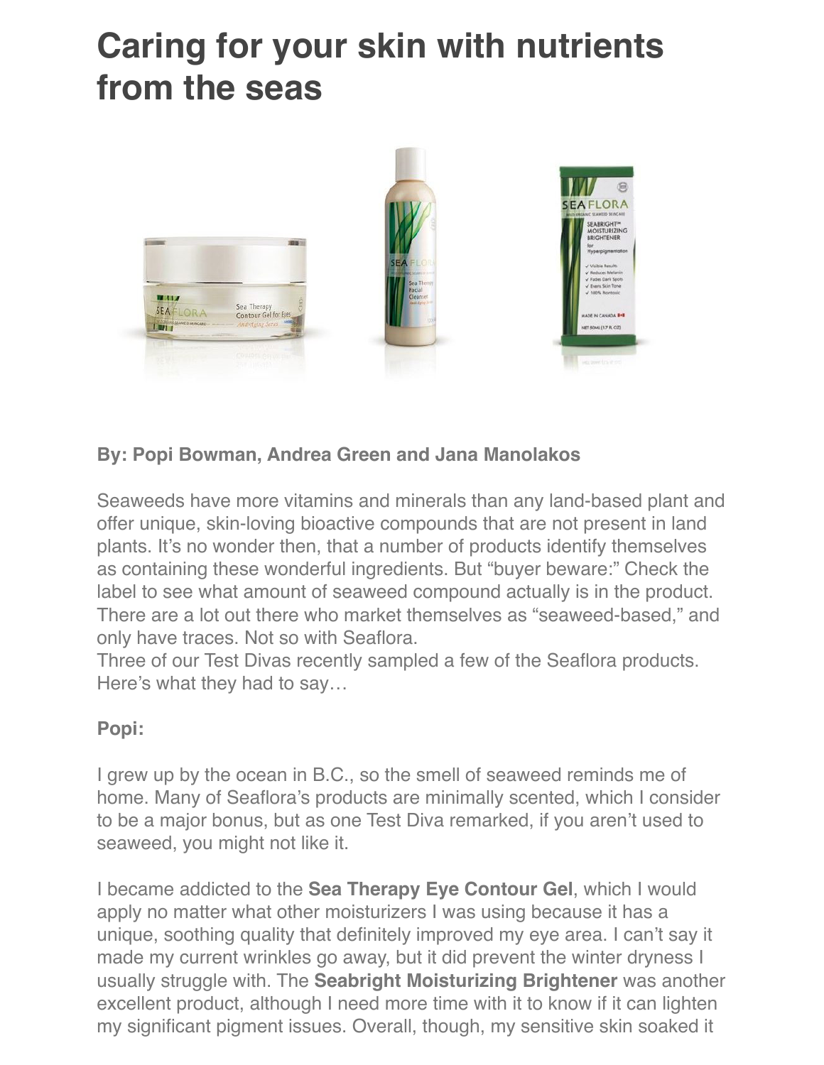# Caring for your skin with nutrients from the seas

**By: Popi Bowman, Andrea Green and Jana Manolakos**

Seaweeds have more vitamins and minerals than any land-based plant and offer unique, skin-loving bioactive compounds that are not present in land plants. It's no wonder then, that a number of products identify themselves as containing these wonderful ingredients. But "buyer beware:" Check the label to see what amount of seaweed compound actually is in the product. There are a lot out there who market themselves as "seaweed-based," and only have traces. Not so with Seaflora.

Three of our Test Divas recently sampled a few of the Seaflora products. Here's what they had to say…

**Popi:**

I grew up by the ocean in B.C., so the smell of seaweed reminds me of home. Many of Seaflora's products are minimally scented, which I consider to be a major bonus, but as one Test Diva remarked, if you aren't used to seaweed, you might not like it.

I became addicted to the **Sea Therapy Eye Contour Gel**, which I would apply no matter what other moisturizers I was using because it has a unique, soothing quality that definitely improved my eye area. I can't say it made my current wrinkles go away, but it did prevent the winter dryness I usually struggle with. The **Seabright Moisturizing Brightener** was another excellent product, although I need more time with it to know if it can lighten my significant pigment issues. Overall, though, my sensitive skin soaked it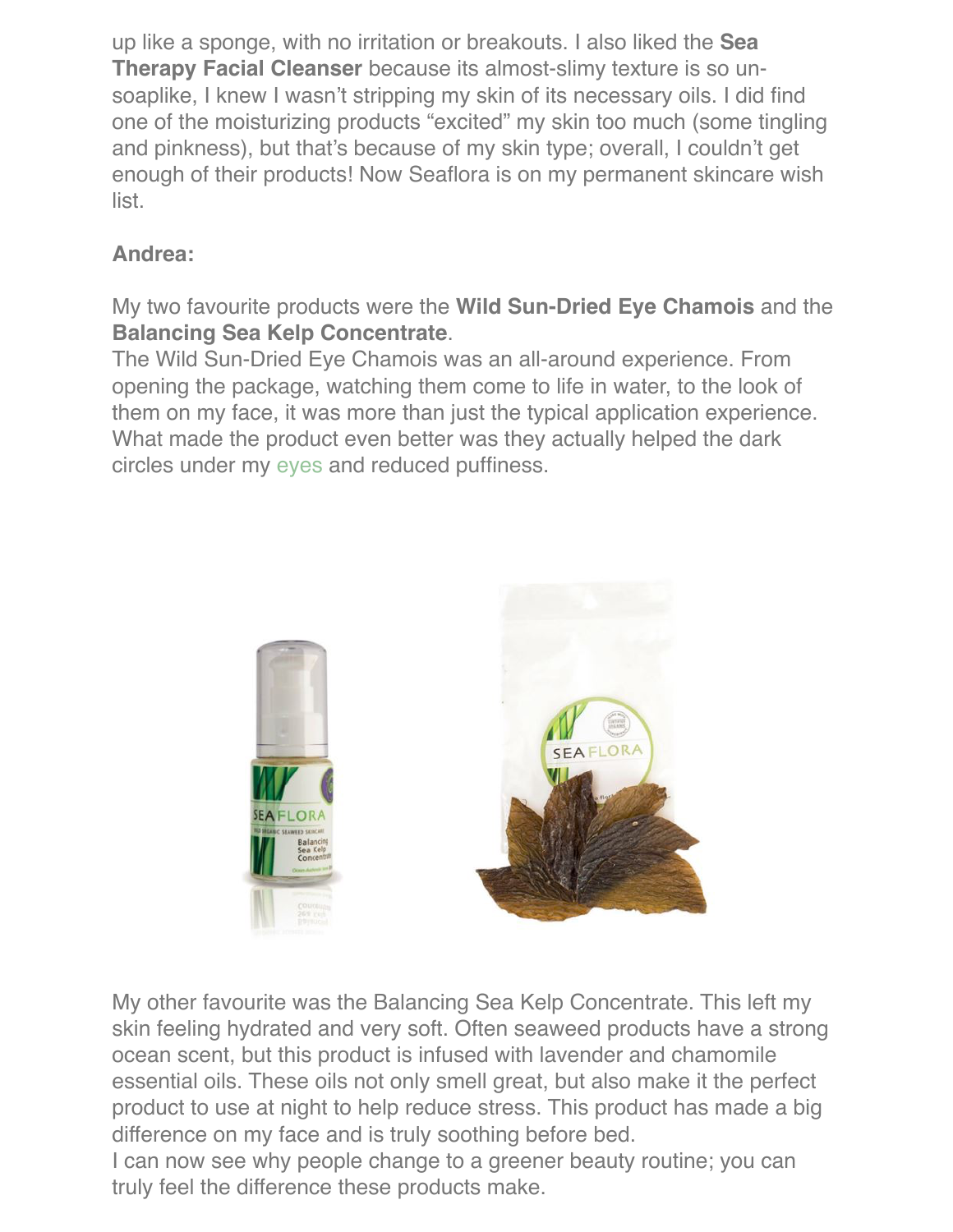up like a sponge, with no irritation or breakouts. I also liked the **Sea Therapy Facial Cleanser** because its almost-slimy texture is so un-soaplike, I knew I wasn't stripping my skin of its necessary oils. I did find one of the moisturizing products "excited" my skin too much (some tingling and pinkness), but that's because of my skin type; overall, I couldn't get enough of their products! Now Seaflora is on my permanent skincare wish list.

**Andrea:**

My two favourite products were the **Wild Sun-Dried Eye Chamois** and the **Balancing Sea Kelp Concentrate**.

The Wild Sun-Dried Eye Chamois was an all-around experience. From opening the package, watching them come to life in water, to the look of them on my face, it was more than just the typical application experience. What made the product even better was they actually helped the dark circles under my eyes and reduced puffiness.

My other favourite was the Balancing Sea Kelp Concentrate. This left my skin feeling hydrated and very soft. Often seaweed products have a strong ocean scent, but this product is infused with lavender and chamomile essential oils. These oils not only smell great, but also make it the perfect product to use at night to help reduce stress. This product has made a big difference on my face and is truly soothing before bed.

I can now see why people change to a greener beauty routine; you can truly feel the difference these products make.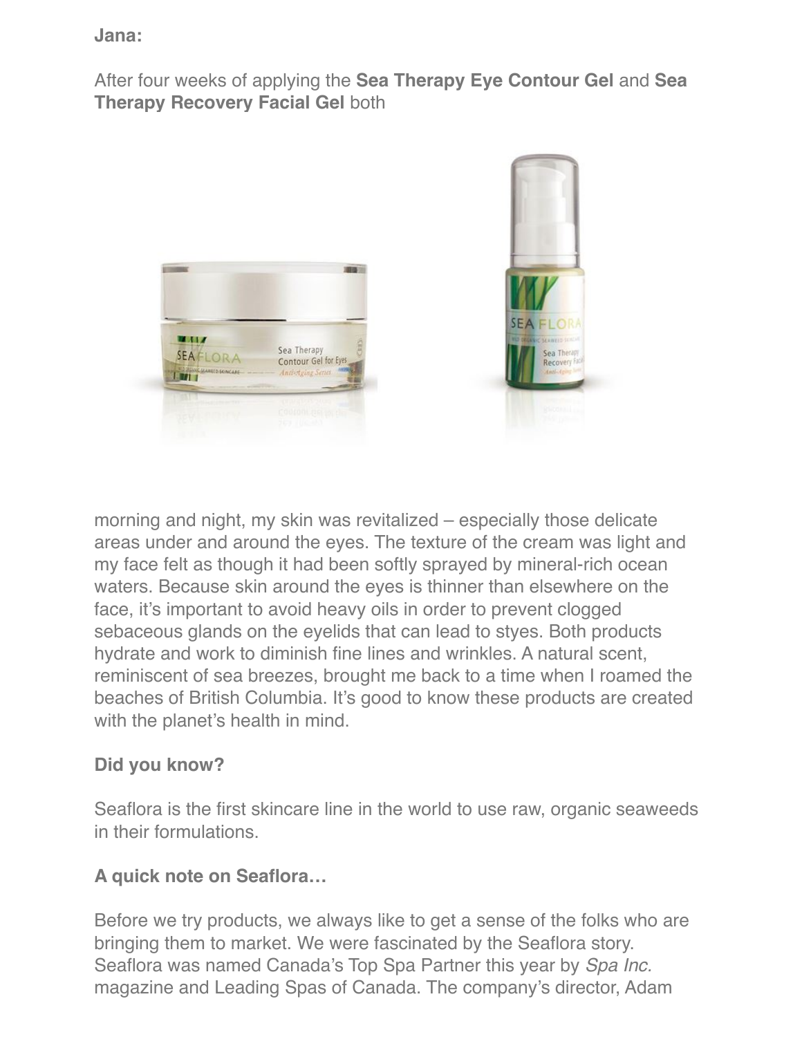**Jana:**

After four weeks of applying the **Sea Therapy Eye Contour Gel** and **Sea Therapy Recovery Facial Gel** both morning and night, my skin was revitalized – especially those delicate areas under and around the eyes. The texture of the cream was light and my face felt as though it had been softly sprayed by mineral-rich ocean waters. Because skin around the eyes is thinner than elsewhere on the face, it's important to avoid heavy oils in order to prevent clogged sebaceous glands on the eyelids that can lead to styes. Both products hydrate and work to diminish fine lines and wrinkles. A natural scent, reminiscent of sea breezes, brought me back to a time when I roamed the beaches of British Columbia. It's good to know these products are created with the planet's health in mind.

**Did you know?**

Seaflora is the first skincare line in the world to use raw, organic seaweeds in their formulations.

**A quick note on Seaflora…**

Before we try products, we always like to get a sense of the folks who are bringing them to market. We were fascinated by the Seaflora story. Seaflora was named Canada's Top Spa Partner this year by *Spa Inc.* magazine and Leading Spas of Canada. The company's director, Adam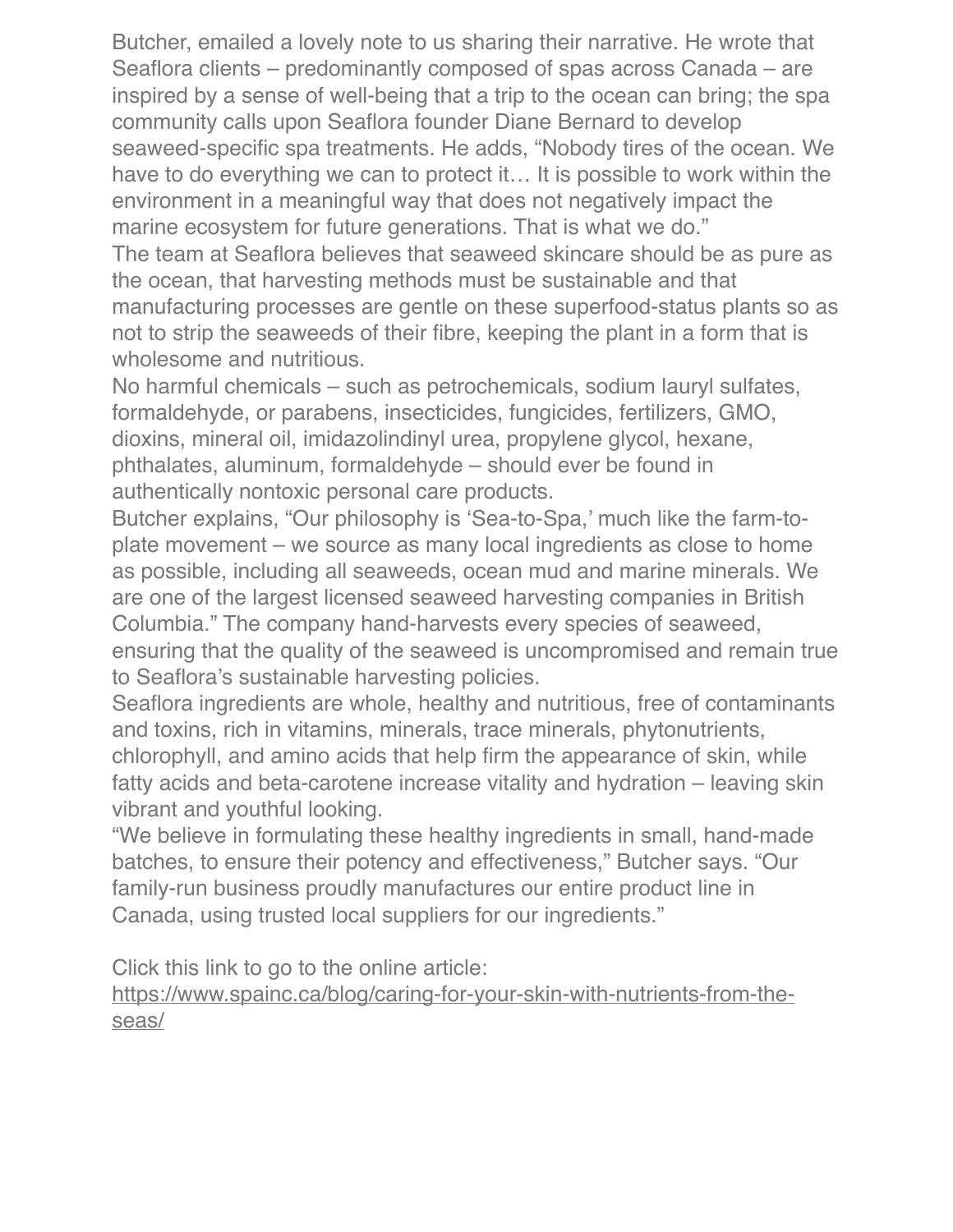Butcher, emailed a lovely note to us sharing their narrative. He wrote that Seaflora clients – predominantly composed of spas across Canada – are inspired by a sense of well-being that a trip to the ocean can bring; the spa community calls upon Seaflora founder Diane Bernard to develop seaweed-specific spa treatments. He adds, "Nobody tires of the ocean. We have to do everything we can to protect it… It is possible to work within the environment in a meaningful way that does not negatively impact the marine ecosystem for future generations. That is what we do."

The team at Seaflora believes that seaweed skincare should be as pure as the ocean, that harvesting methods must be sustainable and that manufacturing processes are gentle on these superfood-status plants so as not to strip the seaweeds of their fibre, keeping the plant in a form that is wholesome and nutritious.

No harmful chemicals – such as petrochemicals, sodium lauryl sulfates, formaldehyde, or parabens, insecticides, fungicides, fertilizers, GMO, dioxins, mineral oil, imidazolindinyl urea, propylene glycol, hexane, phthalates, aluminum, formaldehyde – should ever be found in authentically nontoxic personal care products.

Butcher explains, "Our philosophy is 'Sea-to-Spa,' much like the farm-to-plate movement – we source as many local ingredients as close to home as possible, including all seaweeds, ocean mud and marine minerals. We are one of the largest licensed seaweed harvesting companies in British Columbia." The company hand-harvests every species of seaweed, ensuring that the quality of the seaweed is uncompromised and remain true to Seaflora's sustainable harvesting policies.

Seaflora ingredients are whole, healthy and nutritious, free of contaminants and toxins, rich in vitamins, minerals, trace minerals, phytonutrients, chlorophyll, and amino acids that help firm the appearance of skin, while fatty acids and beta-carotene increase vitality and hydration – leaving skin vibrant and youthful looking.

"We believe in formulating these healthy ingredients in small, hand-made batches, to ensure their potency and effectiveness," Butcher says. "Our family-run business proudly manufactures our entire product line in Canada, using trusted local suppliers for our ingredients."

Click this link to go to the online article:
[https://www.spainc.ca/blog/caring-for-your-skin-with-nutrients-from-the-seas/](https://www.spainc.ca/blog/caring-for-your-skin-with-nutrients-from-the-seas/)